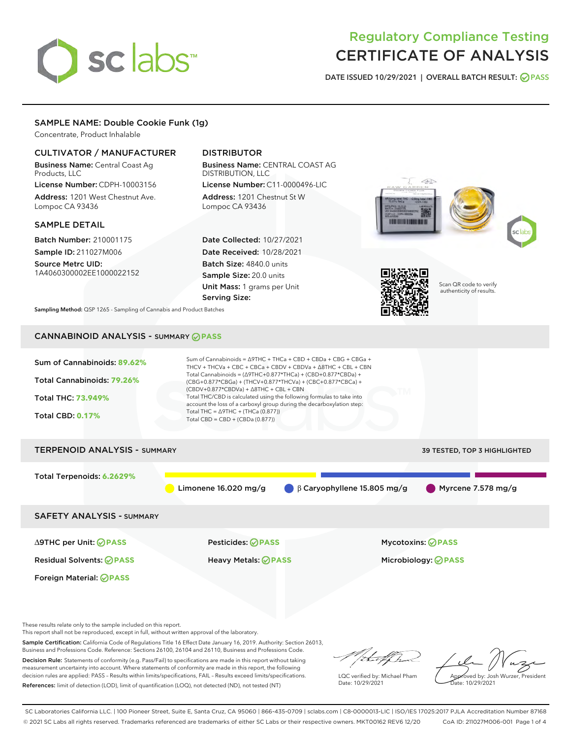# Regulatory Compliance Testing
# CERTIFICATE OF ANALYSIS

DATE ISSUED 10/29/2021 | OVERALL BATCH RESULT: PASS

## SAMPLE NAME: Double Cookie Funk (1g)

Concentrate, Product Inhalable

### CULTIVATOR / MANUFACTURER

**Business Name:** Central Coast Ag Products, LLC
**License Number:** CDPH-10003156
**Address:** 1201 West Chestnut Ave. Lompoc CA 93436

### DISTRIBUTOR

**Business Name:** CENTRAL COAST AG DISTRIBUTION, LLC
**License Number:** C11-0000496-LIC
**Address:** 1201 Chestnut St W Lompoc CA 93436

### SAMPLE DETAIL

**Batch Number:** 210001175
**Sample ID:** 211027M006
**Source Metrc UID:** 1A4060300002EE1000022152

**Date Collected:** 10/27/2021
**Date Received:** 10/28/2021
**Batch Size:** 4840.0 units
**Sample Size:** 20.0 units
**Unit Mass:** 1 grams per Unit
**Serving Size:**

Scan QR code to verify authenticity of results.

**Sampling Method:** QSP 1265 - Sampling of Cannabis and Product Batches

## CANNABINOID ANALYSIS - SUMMARY PASS

Sum of Cannabinoids: **89.62%**
Total Cannabinoids: **79.26%**
Total THC: **73.949%**
Total CBD: **0.17%**

Sum of Cannabinoids = Δ9THC + THCa + CBD + CBDa + CBG + CBGa + THCV + THCVa + CBC + CBCa + CBDV + CBDVa + Δ8THC + CBL + CBN
Total Cannabinoids = (Δ9THC+0.877*THCa) + (CBD+0.877*CBDa) + (CBG+0.877*CBGa) + (THCV+0.877*THCVa) + (CBC+0.877*CBCa) + (CBDV+0.877*CBDVa) + Δ8THC + CBL + CBN
Total THC/CBD is calculated using the following formulas to take into account the loss of a carboxyl group during the decarboxylation step:
Total THC = Δ9THC + (THCa (0.877))
Total CBD = CBD + (CBDa (0.877))

## TERPENOID ANALYSIS - SUMMARY

39 TESTED, TOP 3 HIGHLIGHTED

Total Terpenoids: **6.2629%**

Limonene 16.020 mg/g | β Caryophyllene 15.805 mg/g | Myrcene 7.578 mg/g

## SAFETY ANALYSIS - SUMMARY

| | | |
|---|---|---|
| Δ9THC per Unit: PASS | Pesticides: PASS | Mycotoxins: PASS |
| Residual Solvents: PASS | Heavy Metals: PASS | Microbiology: PASS |
| Foreign Material: PASS | | |

These results relate only to the sample included on this report.
This report shall not be reproduced, except in full, without written approval of the laboratory.

**Sample Certification:** California Code of Regulations Title 16 Effect Date January 16, 2019. Authority: Section 26013, Business and Professions Code. Reference: Sections 26100, 26104 and 26110, Business and Professions Code.

**Decision Rule:** Statements of conformity (e.g. Pass/Fail) to specifications are made in this report without taking measurement uncertainty into account. Where statements of conformity are made in this report, the following decision rules are applied: PASS – Results within limits/specifications, FAIL – Results exceed limits/specifications.

**References:** limit of detection (LOD), limit of quantification (LOQ), not detected (ND), not tested (NT)

LQC verified by: Michael Pham
Date: 10/29/2021

Approved by: Josh Wurzer, President
Date: 10/29/2021

SC Laboratories California LLC. | 100 Pioneer Street, Suite E, Santa Cruz, CA 95060 | 866-435-0709 | sclabs.com | C8-0000013-LIC | ISO/IES 17025:2017 PJLA Accreditation Number 87168
© 2021 SC Labs all rights reserved. Trademarks referenced are trademarks of either SC Labs or their respective owners. MKT00162 REV6 12/20 CoA ID: 211027M006-001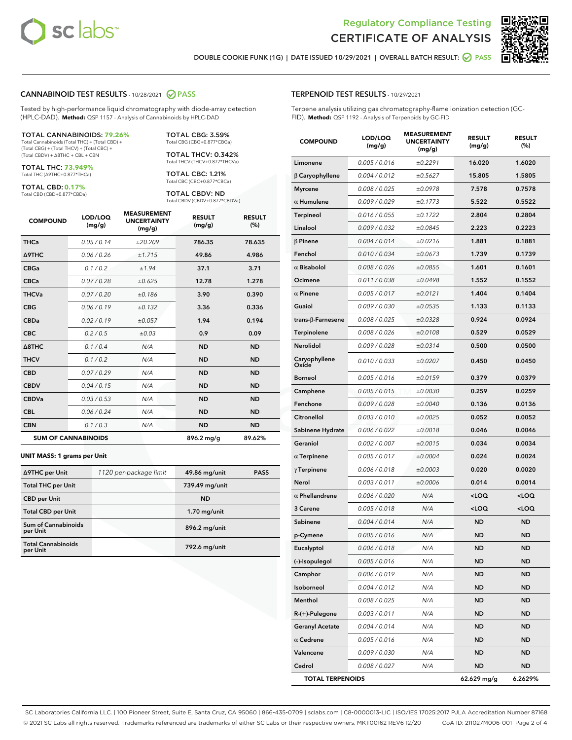# Regulatory Compliance Testing
# CERTIFICATE OF ANALYSIS

DOUBLE COOKIE FUNK (1G) | DATE ISSUED 10/29/2021 | OVERALL BATCH RESULT: PASS

## CANNABINOID TEST RESULTS - 10/28/2021 PASS

Tested by high-performance liquid chromatography with diode-array detection (HPLC-DAD). **Method:** QSP 1157 - Analysis of Cannabinoids by HPLC-DAD

**TOTAL CANNABINOIDS: 79.26%**
Total Cannabinoids (Total THC) + (Total CBD) + (Total CBG) + (Total THCV) + (Total CBC) + (Total CBDV) + Δ8THC + CBL + CBN

**TOTAL THC: 73.949%**
Total THC (Δ9THC+0.877*THCa)

**TOTAL CBD: 0.17%**
Total CBD (CBD+0.877*CBDa)

**TOTAL CBG: 3.59%**
Total CBG (CBG+0.877*CBGa)

**TOTAL THCV: 0.342%**
Total THCV (THCV+0.877*THCVa)

**TOTAL CBC: 1.21%**
Total CBC (CBC+0.877*CBCa)

**TOTAL CBDV: ND**
Total CBDV (CBDV+0.877*CBDVa)

| COMPOUND | LOD/LOQ (mg/g) | MEASUREMENT UNCERTAINTY (mg/g) | RESULT (mg/g) | RESULT (%) |
|---|---|---|---|---|
| THCa | 0.05 / 0.14 | ±20.209 | 786.35 | 78.635 |
| Δ9THC | 0.06 / 0.26 | ±1.715 | 49.86 | 4.986 |
| CBGa | 0.1 / 0.2 | ±1.94 | 37.1 | 3.71 |
| CBCa | 0.07 / 0.28 | ±0.625 | 12.78 | 1.278 |
| THCVa | 0.07 / 0.20 | ±0.186 | 3.90 | 0.390 |
| CBG | 0.06 / 0.19 | ±0.132 | 3.36 | 0.336 |
| CBDa | 0.02 / 0.19 | ±0.057 | 1.94 | 0.194 |
| CBC | 0.2 / 0.5 | ±0.03 | 0.9 | 0.09 |
| Δ8THC | 0.1 / 0.4 | N/A | ND | ND |
| THCV | 0.1 / 0.2 | N/A | ND | ND |
| CBD | 0.07 / 0.29 | N/A | ND | ND |
| CBDV | 0.04 / 0.15 | N/A | ND | ND |
| CBDVa | 0.03 / 0.53 | N/A | ND | ND |
| CBL | 0.06 / 0.24 | N/A | ND | ND |
| CBN | 0.1 / 0.3 | N/A | ND | ND |
| **SUM OF CANNABINOIDS** | | | 896.2 mg/g | 89.62% |

**UNIT MASS: 1 grams per Unit**

| | | | |
|---|---|---|---|
| Δ9THC per Unit | 1120 per-package limit | 49.86 mg/unit | PASS |
| Total THC per Unit | | 739.49 mg/unit | |
| CBD per Unit | | ND | |
| Total CBD per Unit | | 1.70 mg/unit | |
| Sum of Cannabinoids per Unit | | 896.2 mg/unit | |
| Total Cannabinoids per Unit | | 792.6 mg/unit | |

## TERPENOID TEST RESULTS - 10/29/2021

Terpene analysis utilizing gas chromatography-flame ionization detection (GC-FID). **Method:** QSP 1192 - Analysis of Terpenoids by GC-FID

| COMPOUND | LOD/LOQ (mg/g) | MEASUREMENT UNCERTAINTY (mg/g) | RESULT (mg/g) | RESULT (%) |
|---|---|---|---|---|
| Limonene | 0.005 / 0.016 | ±0.2291 | 16.020 | 1.6020 |
| β Caryophyllene | 0.004 / 0.012 | ±0.5627 | 15.805 | 1.5805 |
| Myrcene | 0.008 / 0.025 | ±0.0978 | 7.578 | 0.7578 |
| α Humulene | 0.009 / 0.029 | ±0.1773 | 5.522 | 0.5522 |
| Terpineol | 0.016 / 0.055 | ±0.1722 | 2.804 | 0.2804 |
| Linalool | 0.009 / 0.032 | ±0.0845 | 2.223 | 0.2223 |
| β Pinene | 0.004 / 0.014 | ±0.0216 | 1.881 | 0.1881 |
| Fenchol | 0.010 / 0.034 | ±0.0673 | 1.739 | 0.1739 |
| α Bisabolol | 0.008 / 0.026 | ±0.0855 | 1.601 | 0.1601 |
| Ocimene | 0.011 / 0.038 | ±0.0498 | 1.552 | 0.1552 |
| α Pinene | 0.005 / 0.017 | ±0.0121 | 1.404 | 0.1404 |
| Guaiol | 0.009 / 0.030 | ±0.0535 | 1.133 | 0.1133 |
| trans-β-Farnesene | 0.008 / 0.025 | ±0.0328 | 0.924 | 0.0924 |
| Terpinolene | 0.008 / 0.026 | ±0.0108 | 0.529 | 0.0529 |
| Nerolidol | 0.009 / 0.028 | ±0.0314 | 0.500 | 0.0500 |
| Caryophyllene Oxide | 0.010 / 0.033 | ±0.0207 | 0.450 | 0.0450 |
| Borneol | 0.005 / 0.016 | ±0.0159 | 0.379 | 0.0379 |
| Camphene | 0.005 / 0.015 | ±0.0030 | 0.259 | 0.0259 |
| Fenchone | 0.009 / 0.028 | ±0.0040 | 0.136 | 0.0136 |
| Citronellol | 0.003 / 0.010 | ±0.0025 | 0.052 | 0.0052 |
| Sabinene Hydrate | 0.006 / 0.022 | ±0.0018 | 0.046 | 0.0046 |
| Geraniol | 0.002 / 0.007 | ±0.0015 | 0.034 | 0.0034 |
| α Terpinene | 0.005 / 0.017 | ±0.0004 | 0.024 | 0.0024 |
| γ Terpinene | 0.006 / 0.018 | ±0.0003 | 0.020 | 0.0020 |
| Nerol | 0.003 / 0.011 | ±0.0006 | 0.014 | 0.0014 |
| α Phellandrene | 0.006 / 0.020 | N/A | <LOQ | <LOQ |
| 3 Carene | 0.005 / 0.018 | N/A | <LOQ | <LOQ |
| Sabinene | 0.004 / 0.014 | N/A | ND | ND |
| p-Cymene | 0.005 / 0.016 | N/A | ND | ND |
| Eucalyptol | 0.006 / 0.018 | N/A | ND | ND |
| (-)-Isopulegol | 0.005 / 0.016 | N/A | ND | ND |
| Camphor | 0.006 / 0.019 | N/A | ND | ND |
| Isoborneol | 0.004 / 0.012 | N/A | ND | ND |
| Menthol | 0.008 / 0.025 | N/A | ND | ND |
| R-(+)-Pulegone | 0.003 / 0.011 | N/A | ND | ND |
| Geranyl Acetate | 0.004 / 0.014 | N/A | ND | ND |
| α Cedrene | 0.005 / 0.016 | N/A | ND | ND |
| Valencene | 0.009 / 0.030 | N/A | ND | ND |
| Cedrol | 0.008 / 0.027 | N/A | ND | ND |
| **TOTAL TERPENOIDS** | | | 62.629 mg/g | 6.2629% |

SC Laboratories California LLC. | 100 Pioneer Street, Suite E, Santa Cruz, CA 95060 | 866-435-0709 | sclabs.com | C8-0000013-LIC | ISO/IES 17025:2017 PJLA Accreditation Number 87168
© 2021 SC Labs all rights reserved. Trademarks referenced are trademarks of either SC Labs or their respective owners. MKT00162 REV6 12/20 CoA ID: 211027M006-001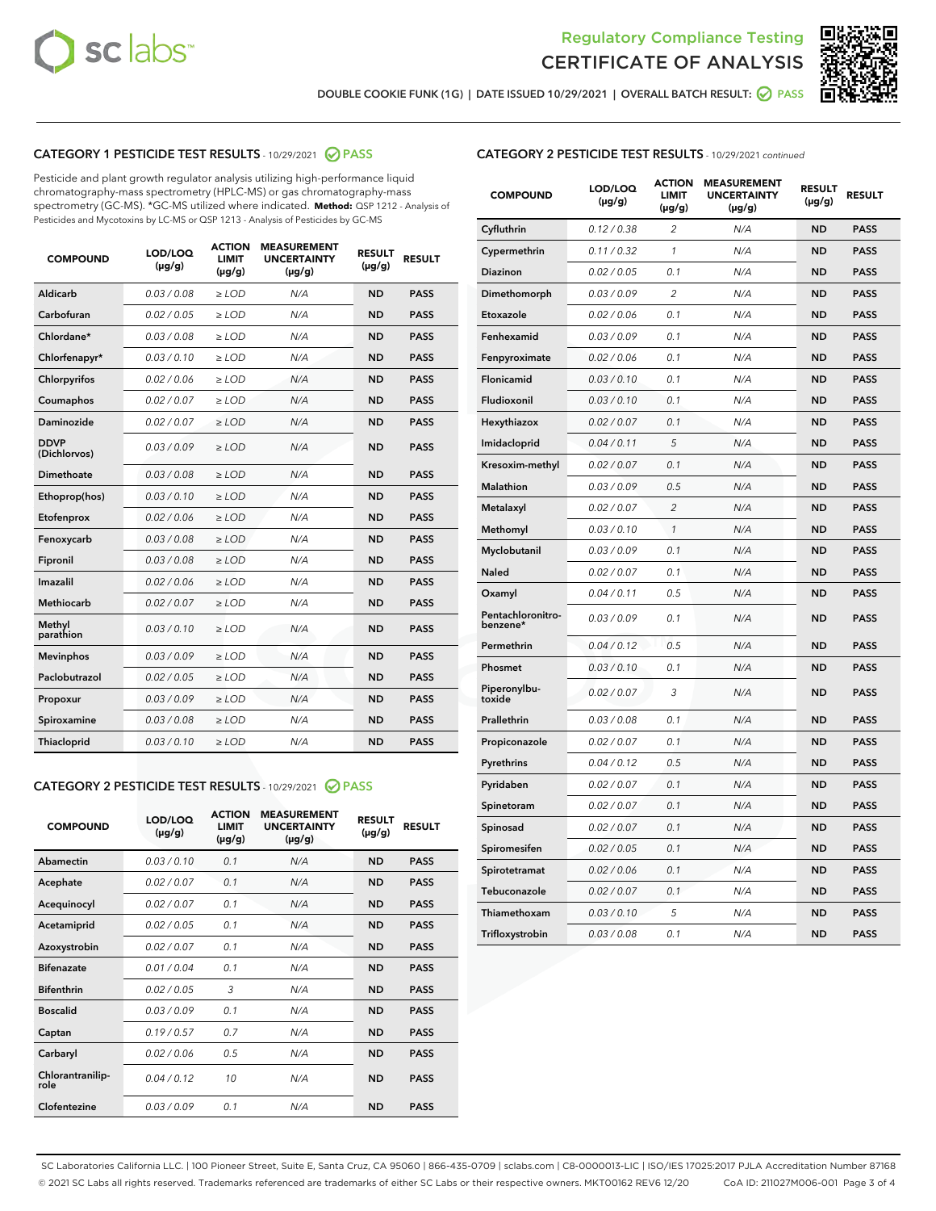Regulatory Compliance Testing

# CERTIFICATE OF ANALYSIS

DOUBLE COOKIE FUNK (1G) | DATE ISSUED 10/29/2021 | OVERALL BATCH RESULT: PASS

## CATEGORY 1 PESTICIDE TEST RESULTS - 10/29/2021 PASS

Pesticide and plant growth regulator analysis utilizing high-performance liquid chromatography-mass spectrometry (HPLC-MS) or gas chromatography-mass spectrometry (GC-MS). *GC-MS utilized where indicated. **Method:** QSP 1212 - Analysis of Pesticides and Mycotoxins by LC-MS or QSP 1213 - Analysis of Pesticides by GC-MS

| COMPOUND | LOD/LOQ (µg/g) | ACTION LIMIT (µg/g) | MEASUREMENT UNCERTAINTY (µg/g) | RESULT (µg/g) | RESULT |
|---|---|---|---|---|---|
| Aldicarb | 0.03 / 0.08 | ≥ LOD | N/A | ND | PASS |
| Carbofuran | 0.02 / 0.05 | ≥ LOD | N/A | ND | PASS |
| Chlordane* | 0.03 / 0.08 | ≥ LOD | N/A | ND | PASS |
| Chlorfenapyr* | 0.03 / 0.10 | ≥ LOD | N/A | ND | PASS |
| Chlorpyrifos | 0.02 / 0.06 | ≥ LOD | N/A | ND | PASS |
| Coumaphos | 0.02 / 0.07 | ≥ LOD | N/A | ND | PASS |
| Daminozide | 0.02 / 0.07 | ≥ LOD | N/A | ND | PASS |
| DDVP (Dichlorvos) | 0.03 / 0.09 | ≥ LOD | N/A | ND | PASS |
| Dimethoate | 0.03 / 0.08 | ≥ LOD | N/A | ND | PASS |
| Ethoprop(hos) | 0.03 / 0.10 | ≥ LOD | N/A | ND | PASS |
| Etofenprox | 0.02 / 0.06 | ≥ LOD | N/A | ND | PASS |
| Fenoxycarb | 0.03 / 0.08 | ≥ LOD | N/A | ND | PASS |
| Fipronil | 0.03 / 0.08 | ≥ LOD | N/A | ND | PASS |
| Imazalil | 0.02 / 0.06 | ≥ LOD | N/A | ND | PASS |
| Methiocarb | 0.02 / 0.07 | ≥ LOD | N/A | ND | PASS |
| Methyl parathion | 0.03 / 0.10 | ≥ LOD | N/A | ND | PASS |
| Mevinphos | 0.03 / 0.09 | ≥ LOD | N/A | ND | PASS |
| Paclobutrazol | 0.02 / 0.05 | ≥ LOD | N/A | ND | PASS |
| Propoxur | 0.03 / 0.09 | ≥ LOD | N/A | ND | PASS |
| Spiroxamine | 0.03 / 0.08 | ≥ LOD | N/A | ND | PASS |
| Thiacloprid | 0.03 / 0.10 | ≥ LOD | N/A | ND | PASS |

## CATEGORY 2 PESTICIDE TEST RESULTS - 10/29/2021 PASS

| COMPOUND | LOD/LOQ (µg/g) | ACTION LIMIT (µg/g) | MEASUREMENT UNCERTAINTY (µg/g) | RESULT (µg/g) | RESULT |
|---|---|---|---|---|---|
| Abamectin | 0.03 / 0.10 | 0.1 | N/A | ND | PASS |
| Acephate | 0.02 / 0.07 | 0.1 | N/A | ND | PASS |
| Acequinocyl | 0.02 / 0.07 | 0.1 | N/A | ND | PASS |
| Acetamiprid | 0.02 / 0.05 | 0.1 | N/A | ND | PASS |
| Azoxystrobin | 0.02 / 0.07 | 0.1 | N/A | ND | PASS |
| Bifenazate | 0.01 / 0.04 | 0.1 | N/A | ND | PASS |
| Bifenthrin | 0.02 / 0.05 | 3 | N/A | ND | PASS |
| Boscalid | 0.03 / 0.09 | 0.1 | N/A | ND | PASS |
| Captan | 0.19 / 0.57 | 0.7 | N/A | ND | PASS |
| Carbaryl | 0.02 / 0.06 | 0.5 | N/A | ND | PASS |
| Chlorantraniliprole | 0.04 / 0.12 | 10 | N/A | ND | PASS |
| Clofentezine | 0.03 / 0.09 | 0.1 | N/A | ND | PASS |
| Cyfluthrin | 0.12 / 0.38 | 2 | N/A | ND | PASS |
| Cypermethrin | 0.11 / 0.32 | 1 | N/A | ND | PASS |
| Diazinon | 0.02 / 0.05 | 0.1 | N/A | ND | PASS |
| Dimethomorph | 0.03 / 0.09 | 2 | N/A | ND | PASS |
| Etoxazole | 0.02 / 0.06 | 0.1 | N/A | ND | PASS |
| Fenhexamid | 0.03 / 0.09 | 0.1 | N/A | ND | PASS |
| Fenpyroximate | 0.02 / 0.06 | 0.1 | N/A | ND | PASS |
| Flonicamid | 0.03 / 0.10 | 0.1 | N/A | ND | PASS |
| Fludioxonil | 0.03 / 0.10 | 0.1 | N/A | ND | PASS |
| Hexythiazox | 0.02 / 0.07 | 0.1 | N/A | ND | PASS |
| Imidacloprid | 0.04 / 0.11 | 5 | N/A | ND | PASS |
| Kresoxim-methyl | 0.02 / 0.07 | 0.1 | N/A | ND | PASS |
| Malathion | 0.03 / 0.09 | 0.5 | N/A | ND | PASS |
| Metalaxyl | 0.02 / 0.07 | 2 | N/A | ND | PASS |
| Methomyl | 0.03 / 0.10 | 1 | N/A | ND | PASS |
| Myclobutanil | 0.03 / 0.09 | 0.1 | N/A | ND | PASS |
| Naled | 0.02 / 0.07 | 0.1 | N/A | ND | PASS |
| Oxamyl | 0.04 / 0.11 | 0.5 | N/A | ND | PASS |
| Pentachloronitrobenzene* | 0.03 / 0.09 | 0.1 | N/A | ND | PASS |
| Permethrin | 0.04 / 0.12 | 0.5 | N/A | ND | PASS |
| Phosmet | 0.03 / 0.10 | 0.1 | N/A | ND | PASS |
| Piperonylbutoxide | 0.02 / 0.07 | 3 | N/A | ND | PASS |
| Prallethrin | 0.03 / 0.08 | 0.1 | N/A | ND | PASS |
| Propiconazole | 0.02 / 0.07 | 0.1 | N/A | ND | PASS |
| Pyrethrins | 0.04 / 0.12 | 0.5 | N/A | ND | PASS |
| Pyridaben | 0.02 / 0.07 | 0.1 | N/A | ND | PASS |
| Spinetoram | 0.02 / 0.07 | 0.1 | N/A | ND | PASS |
| Spinosad | 0.02 / 0.07 | 0.1 | N/A | ND | PASS |
| Spiromesifen | 0.02 / 0.05 | 0.1 | N/A | ND | PASS |
| Spirotetramat | 0.02 / 0.06 | 0.1 | N/A | ND | PASS |
| Tebuconazole | 0.02 / 0.07 | 0.1 | N/A | ND | PASS |
| Thiamethoxam | 0.03 / 0.10 | 5 | N/A | ND | PASS |
| Trifloxystrobin | 0.03 / 0.08 | 0.1 | N/A | ND | PASS |

SC Laboratories California LLC. | 100 Pioneer Street, Suite E, Santa Cruz, CA 95060 | 866-435-0709 | sclabs.com | C8-0000013-LIC | ISO/IES 17025:2017 PJLA Accreditation Number 87168
© 2021 SC Labs all rights reserved. Trademarks referenced are trademarks of either SC Labs or their respective owners. MKT00162 REV6 12/20 CoA ID: 211027M006-001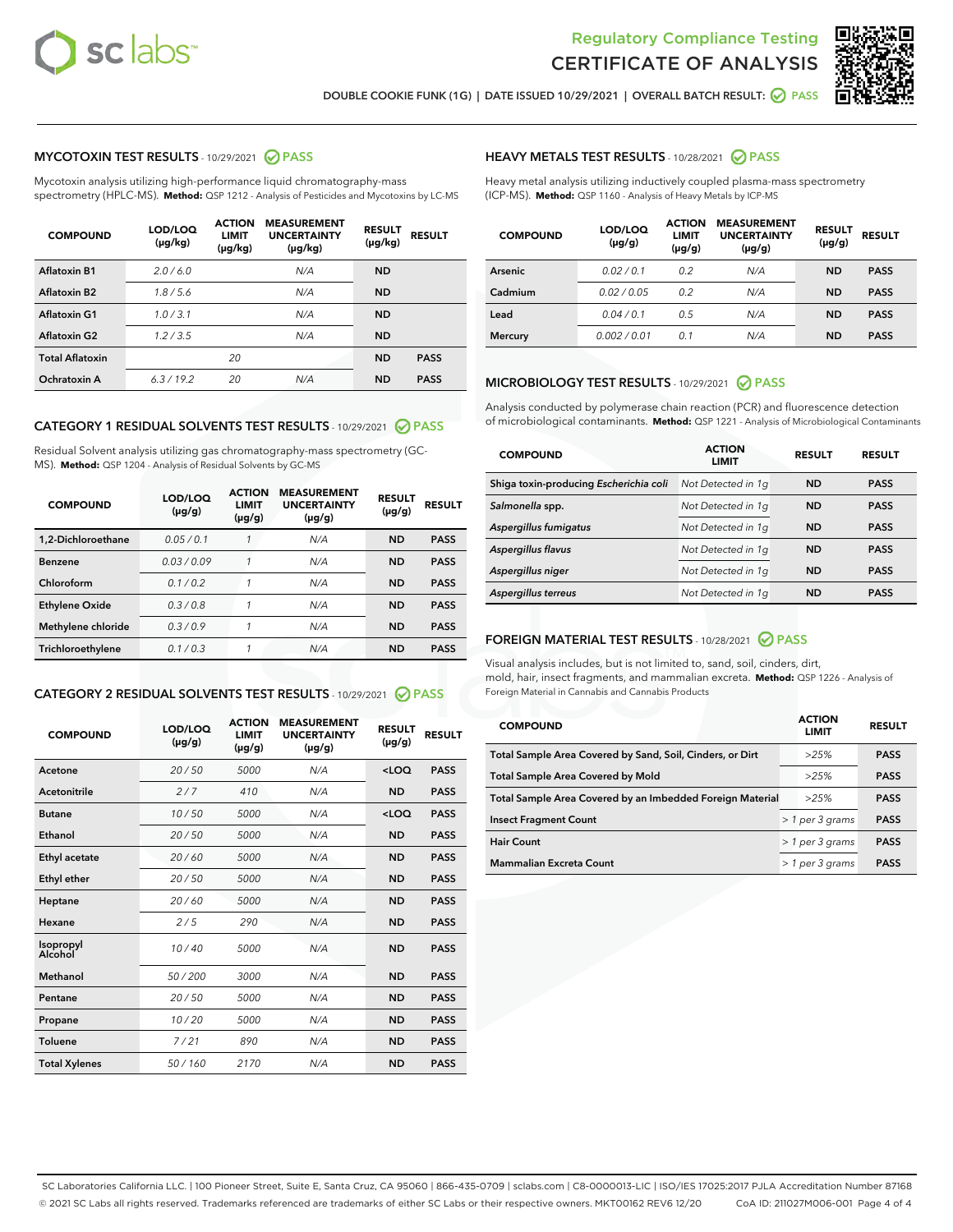Regulatory Compliance Testing
# CERTIFICATE OF ANALYSIS

DOUBLE COOKIE FUNK (1G) | DATE ISSUED 10/29/2021 | OVERALL BATCH RESULT: PASS

## MYCOTOXIN TEST RESULTS - 10/29/2021 PASS

Mycotoxin analysis utilizing high-performance liquid chromatography-mass spectrometry (HPLC-MS). **Method:** QSP 1212 - Analysis of Pesticides and Mycotoxins by LC-MS

| COMPOUND | LOD/LOQ (µg/kg) | ACTION LIMIT (µg/kg) | MEASUREMENT UNCERTAINTY (µg/kg) | RESULT (µg/kg) | RESULT |
|---|---|---|---|---|---|
| Aflatoxin B1 | 2.0 / 6.0 | | N/A | ND | |
| Aflatoxin B2 | 1.8 / 5.6 | | N/A | ND | |
| Aflatoxin G1 | 1.0 / 3.1 | | N/A | ND | |
| Aflatoxin G2 | 1.2 / 3.5 | | N/A | ND | |
| Total Aflatoxin | | 20 | | ND | PASS |
| Ochratoxin A | 6.3 / 19.2 | 20 | N/A | ND | PASS |

## CATEGORY 1 RESIDUAL SOLVENTS TEST RESULTS - 10/29/2021 PASS

Residual Solvent analysis utilizing gas chromatography-mass spectrometry (GC-MS). **Method:** QSP 1204 - Analysis of Residual Solvents by GC-MS

| COMPOUND | LOD/LOQ (µg/g) | ACTION LIMIT (µg/g) | MEASUREMENT UNCERTAINTY (µg/g) | RESULT (µg/g) | RESULT |
|---|---|---|---|---|---|
| 1,2-Dichloroethane | 0.05 / 0.1 | 1 | N/A | ND | PASS |
| Benzene | 0.03 / 0.09 | 1 | N/A | ND | PASS |
| Chloroform | 0.1 / 0.2 | 1 | N/A | ND | PASS |
| Ethylene Oxide | 0.3 / 0.8 | 1 | N/A | ND | PASS |
| Methylene chloride | 0.3 / 0.9 | 1 | N/A | ND | PASS |
| Trichloroethylene | 0.1 / 0.3 | 1 | N/A | ND | PASS |

## CATEGORY 2 RESIDUAL SOLVENTS TEST RESULTS - 10/29/2021 PASS

| COMPOUND | LOD/LOQ (µg/g) | ACTION LIMIT (µg/g) | MEASUREMENT UNCERTAINTY (µg/g) | RESULT (µg/g) | RESULT |
|---|---|---|---|---|---|
| Acetone | 20 / 50 | 5000 | N/A | <LOQ | PASS |
| Acetonitrile | 2 / 7 | 410 | N/A | ND | PASS |
| Butane | 10 / 50 | 5000 | N/A | <LOQ | PASS |
| Ethanol | 20 / 50 | 5000 | N/A | ND | PASS |
| Ethyl acetate | 20 / 60 | 5000 | N/A | ND | PASS |
| Ethyl ether | 20 / 50 | 5000 | N/A | ND | PASS |
| Heptane | 20 / 60 | 5000 | N/A | ND | PASS |
| Hexane | 2 / 5 | 290 | N/A | ND | PASS |
| Isopropyl Alcohol | 10 / 40 | 5000 | N/A | ND | PASS |
| Methanol | 50 / 200 | 3000 | N/A | ND | PASS |
| Pentane | 20 / 50 | 5000 | N/A | ND | PASS |
| Propane | 10 / 20 | 5000 | N/A | ND | PASS |
| Toluene | 7 / 21 | 890 | N/A | ND | PASS |
| Total Xylenes | 50 / 160 | 2170 | N/A | ND | PASS |

## HEAVY METALS TEST RESULTS - 10/28/2021 PASS

Heavy metal analysis utilizing inductively coupled plasma-mass spectrometry (ICP-MS). **Method:** QSP 1160 - Analysis of Heavy Metals by ICP-MS

| COMPOUND | LOD/LOQ (µg/g) | ACTION LIMIT (µg/g) | MEASUREMENT UNCERTAINTY (µg/g) | RESULT (µg/g) | RESULT |
|---|---|---|---|---|---|
| Arsenic | 0.02 / 0.1 | 0.2 | N/A | ND | PASS |
| Cadmium | 0.02 / 0.05 | 0.2 | N/A | ND | PASS |
| Lead | 0.04 / 0.1 | 0.5 | N/A | ND | PASS |
| Mercury | 0.002 / 0.01 | 0.1 | N/A | ND | PASS |

## MICROBIOLOGY TEST RESULTS - 10/29/2021 PASS

Analysis conducted by polymerase chain reaction (PCR) and fluorescence detection of microbiological contaminants. **Method:** QSP 1221 - Analysis of Microbiological Contaminants

| COMPOUND | ACTION LIMIT | RESULT | RESULT |
|---|---|---|---|
| Shiga toxin-producing *Escherichia coli* | Not Detected in 1g | ND | PASS |
| *Salmonella* spp. | Not Detected in 1g | ND | PASS |
| *Aspergillus fumigatus* | Not Detected in 1g | ND | PASS |
| *Aspergillus flavus* | Not Detected in 1g | ND | PASS |
| *Aspergillus niger* | Not Detected in 1g | ND | PASS |
| *Aspergillus terreus* | Not Detected in 1g | ND | PASS |

## FOREIGN MATERIAL TEST RESULTS - 10/28/2021 PASS

Visual analysis includes, but is not limited to, sand, soil, cinders, dirt, mold, hair, insect fragments, and mammalian excreta. **Method:** QSP 1226 - Analysis of Foreign Material in Cannabis and Cannabis Products

| COMPOUND | ACTION LIMIT | RESULT |
|---|---|---|
| Total Sample Area Covered by Sand, Soil, Cinders, or Dirt | >25% | PASS |
| Total Sample Area Covered by Mold | >25% | PASS |
| Total Sample Area Covered by an Imbedded Foreign Material | >25% | PASS |
| Insect Fragment Count | > 1 per 3 grams | PASS |
| Hair Count | > 1 per 3 grams | PASS |
| Mammalian Excreta Count | > 1 per 3 grams | PASS |

SC Laboratories California LLC. | 100 Pioneer Street, Suite E, Santa Cruz, CA 95060 | 866-435-0709 | sclabs.com | C8-0000013-LIC | ISO/IES 17025:2017 PJLA Accreditation Number 87168
© 2021 SC Labs all rights reserved. Trademarks referenced are trademarks of either SC Labs or their respective owners. MKT00162 REV6 12/20 CoA ID: 211027M006-001